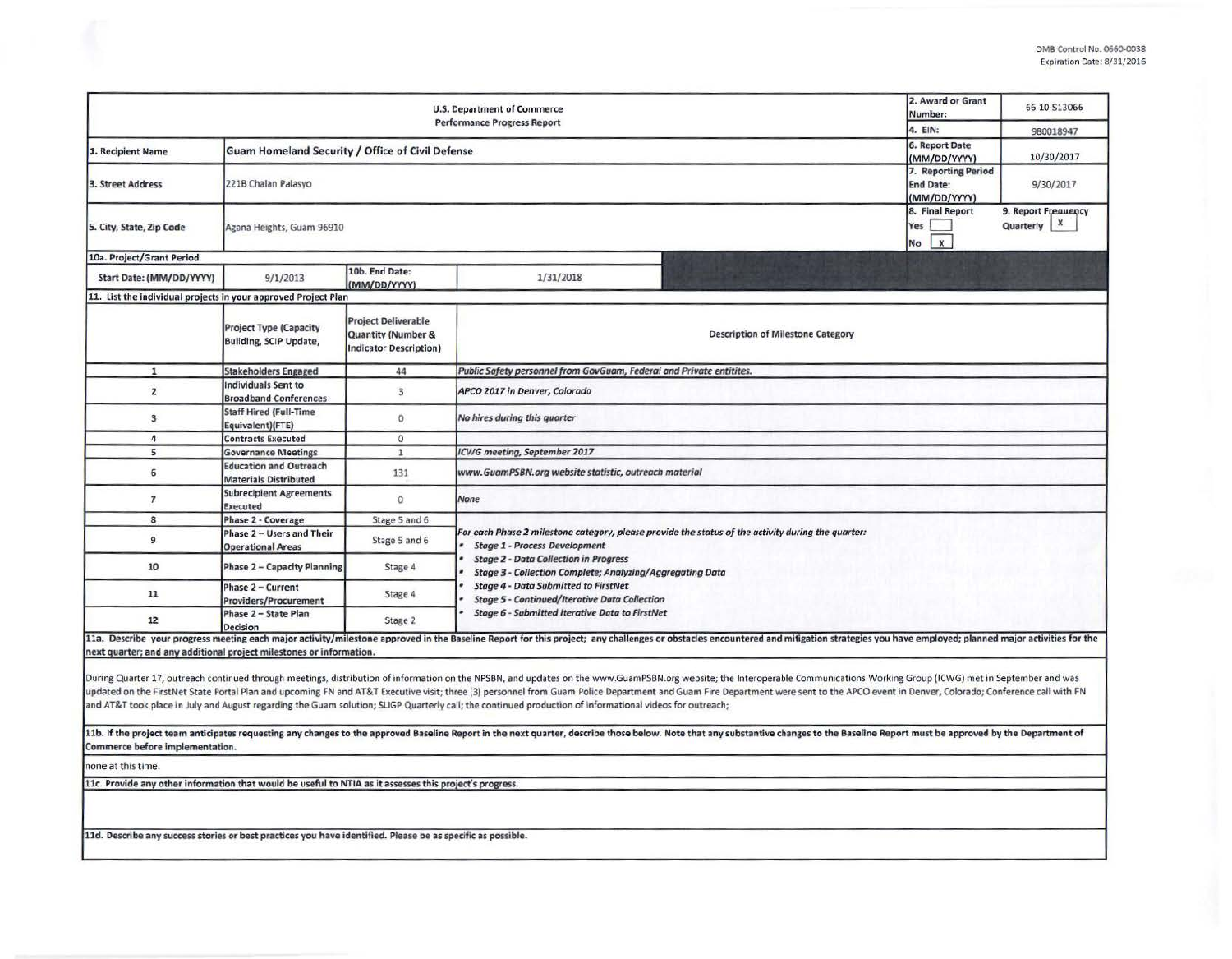OMB Control No. 0660-0038
Expiration Date: 8/31/2016

| U.S. Department of Commerce<br>Performance Progress Report | | | | 2. Award or Grant Number: | 66-10-S13066 |
|---|---|---|---|---|---|
| | | | | 4. EIN: | 980018947 |
| 1. Recipient Name | Guam Homeland Security / Office of Civil Defense | | | 6. Report Date (MM/DD/YYYY) | 10/30/2017 |
| 3. Street Address | 221B Chalan Palasyo | | | 7. Reporting Period End Date: (MM/DD/YYYY) | 9/30/2017 |
| 5. City, State, Zip Code | Agana Heights, Guam 96910 | | | 8. Final Report<br>Yes [ ]<br>No [X] | 9. Report Frequency<br>Quarterly [X] |
| 10a. Project/Grant Period | | | | | |
| Start Date: (MM/DD/YYYY) | 9/1/2013 | 10b. End Date: (MM/DD/YYYY) | 1/31/2018 | | |

11. List the individual projects in your approved Project Plan

| | Project Type (Capacity Building, SCIP Update, | Project Deliverable Quantity (Number & Indicator Description) | Description of Milestone Category |
|---|---|---|---|
| 1 | Stakeholders Engaged | 44 | *Public Safety personnel from GovGuam, Federal and Private entitites.* |
| 2 | Individuals Sent to Broadband Conferences | 3 | *APCO 2017 in Denver, Colorado* |
| 3 | Staff Hired (Full-Time Equivalent)(FTE) | 0 | *No hires during this quarter* |
| 4 | Contracts Executed | 0 | |
| 5 | Governance Meetings | 1 | *ICWG meeting, September 2017* |
| 6 | Education and Outreach Materials Distributed | 131 | *www.GuamPSBN.org website statistic, outreach material* |
| 7 | Subrecipient Agreements Executed | 0 | *None* |
| 8 | Phase 2 - Coverage | Stage 5 and 6 | *For each Phase 2 milestone category, please provide the status of the activity during the quarter:*<br>• *Stage 1 - Process Development*<br>• *Stage 2 - Data Collection in Progress*<br>• *Stage 3 - Collection Complete; Analyzing/Aggregating Data*<br>• *Stage 4 - Data Submitted to FirstNet*<br>• *Stage 5 - Continued/Iterative Data Collection*<br>• *Stage 6 - Submitted Iterative Data to FirstNet* |
| 9 | Phase 2 – Users and Their Operational Areas | Stage 5 and 6 | |
| 10 | Phase 2 – Capacity Planning | Stage 4 | |
| 11 | Phase 2 – Current Providers/Procurement | Stage 4 | |
| 12 | Phase 2 – State Plan Decision | Stage 2 | |

**11a. Describe your progress meeting each major activity/milestone approved in the Baseline Report for this project; any challenges or obstacles encountered and mitigation strategies you have employed; planned major activities for the next quarter; and any additional project milestones or information.**

During Quarter 17, outreach continued through meetings, distribution of information on the NPSBN, and updates on the www.GuamPSBN.org website; the Interoperable Communications Working Group (ICWG) met in September and was updated on the FirstNet State Portal Plan and upcoming FN and AT&T Executive visit; three (3) personnel from Guam Police Department and Guam Fire Department were sent to the APCO event in Denver, Colorado; Conference call with FN and AT&T took place in July and August regarding the Guam solution; SLIGP Quarterly call; the continued production of informational videos for outreach;

**11b. If the project team anticipates requesting any changes to the approved Baseline Report in the next quarter, describe those below. Note that any substantive changes to the Baseline Report must be approved by the Department of Commerce before implementation.**

none at this time.

**11c. Provide any other information that would be useful to NTIA as it assesses this project's progress.**

**11d. Describe any success stories or best practices you have identified. Please be as specific as possible.**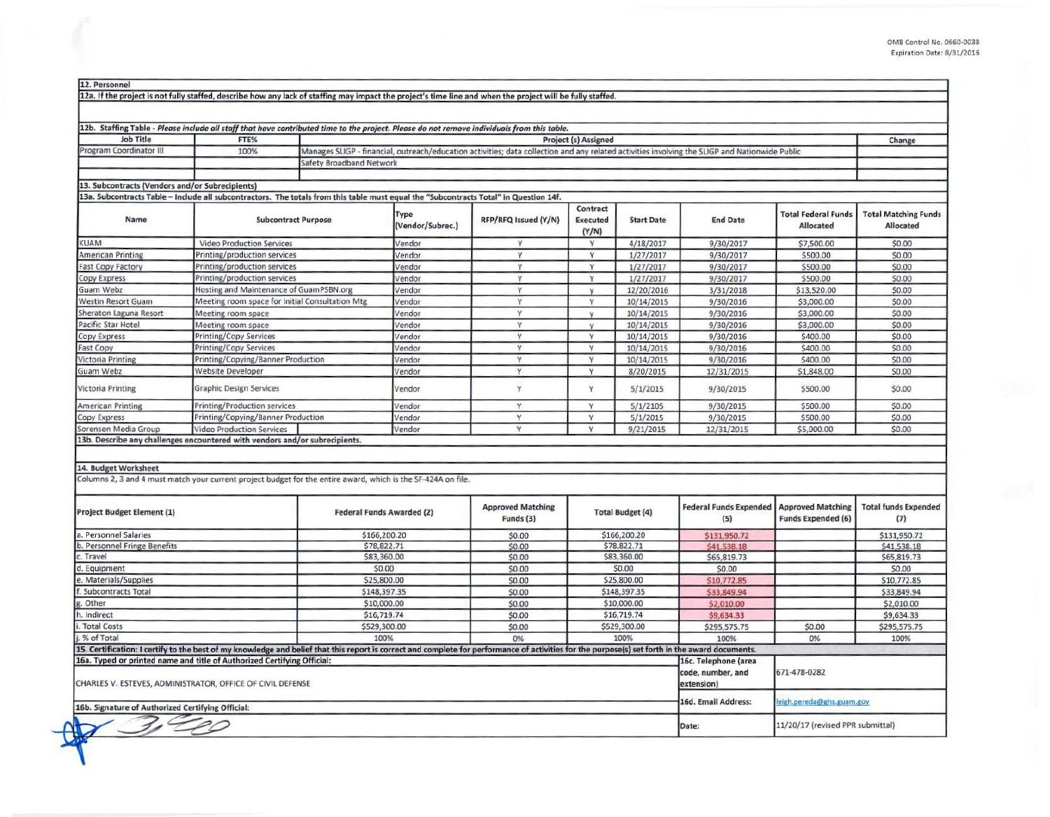## 12. Personnel

12a. If the project is not fully staffed, describe how any lack of staffing may impact the project's time line and when the project will be fully staffed.

12b. Staffing Table - *Please include all staff that have contributed time to the project. Please do not remove individuals from this table.*

| Job Title | FTE% | Project (s) Assigned | Change |
|---|---|---|---|
| Program Coordinator III | 100% | Manages SLIGP - financial, outreach/education activities; data collection and any related activities involving the SLIGP and Nationwide Public Safety Broadband Network | |
| | | | |

## 13. Subcontracts (Vendors and/or Subrecipients)

13a. Subcontracts Table – Include all subcontractors. The totals from this table must equal the "Subcontracts Total" in Question 14f.

| Name | Subcontract Purpose | Type (Vendor/Subrec.) | RFP/RFQ Issued (Y/N) | Contract Executed (Y/N) | Start Date | End Date | Total Federal Funds Allocated | Total Matching Funds Allocated |
|---|---|---|---|---|---|---|---|---|
| KUAM | Video Production Services | Vendor | Y | Y | 4/18/2017 | 9/30/2017 | $7,500.00 | $0.00 |
| American Printing | Printing/production services | Vendor | Y | Y | 1/27/2017 | 9/30/2017 | $500.00 | $0.00 |
| Fast Copy Factory | Printing/production services | Vendor | Y | Y | 1/27/2017 | 9/30/2017 | $500.00 | $0.00 |
| Copy Express | Printing/production services | Vendor | Y | Y | 1/27/2017 | 9/30/2017 | $500.00 | $0.00 |
| Guam Webz | Hosting and Maintenance of GuamPSBN.org | Vendor | Y | y | 12/20/2016 | 3/31/2018 | $13,520.00 | $0.00 |
| Westin Resort Guam | Meeting room space for Initial Consultation Mtg | Vendor | Y | Y | 10/14/2015 | 9/30/2016 | $3,000.00 | $0.00 |
| Sheraton Laguna Resort | Meeting room space | Vendor | Y | y | 10/14/2015 | 9/30/2016 | $3,000.00 | $0.00 |
| Pacific Star Hotel | Meeting room space | Vendor | Y | y | 10/14/2015 | 9/30/2016 | $3,000.00 | $0.00 |
| Copy Express | Printing/Copy Services | Vendor | Y | Y | 10/14/2015 | 9/30/2016 | $400.00 | $0.00 |
| Fast Copy | Printing/Copy Services | Vendor | Y | Y | 10/14/2015 | 9/30/2016 | $400.00 | $0.00 |
| Victoria Printing | Printing/Copying/Banner Production | Vendor | Y | Y | 10/14/2015 | 9/30/2016 | $400.00 | $0.00 |
| Guam Webz | Website Developer | Vendor | Y | Y | 8/20/2015 | 12/31/2015 | $1,848.00 | $0.00 |
| Victoria Printing | Graphic Design Services | Vendor | Y | Y | 5/1/2015 | 9/30/2015 | $500.00 | $0.00 |
| American Printing | Printing/Production services | Vendor | Y | Y | 5/1/2105 | 9/30/2015 | $500.00 | $0.00 |
| Copy Express | Printing/Copying/Banner Production | Vendor | Y | Y | 5/1/2015 | 9/30/2015 | $500.00 | $0.00 |
| Sorensen Media Group | Video Production Services | Vendor | Y | Y | 9/21/2015 | 12/31/2015 | $5,000.00 | $0.00 |

13b. Describe any challenges encountered with vendors and/or subrecipients.

## 14. Budget Worksheet

Columns 2, 3 and 4 must match your current project budget for the entire award, which is the SF-424A on file.

| Project Budget Element (1) | Federal Funds Awarded (2) | Approved Matching Funds (3) | Total Budget (4) | Federal Funds Expended (5) | Approved Matching Funds Expended (6) | Total funds Expended (7) |
|---|---|---|---|---|---|---|
| a. Personnel Salaries | $166,200.20 | $0.00 | $166,200.20 | $131,950.72 | | $131,950.72 |
| b. Personnel Fringe Benefits | $78,822.71 | $0.00 | $78,822.71 | $41,538.18 | | $41,538.18 |
| c. Travel | $83,360.00 | $0.00 | $83,360.00 | $65,819.73 | | $65,819.73 |
| d. Equipment | $0.00 | $0.00 | $0.00 | $0.00 | | $0.00 |
| e. Materials/Supplies | $25,800.00 | $0.00 | $25,800.00 | $10,772.85 | | $10,772.85 |
| f. Subcontracts Total | $148,397.35 | $0.00 | $148,397.35 | $33,849.94 | | $33,849.94 |
| g. Other | $10,000.00 | $0.00 | $10,000.00 | $2,010.00 | | $2,010.00 |
| h. Indirect | $16,719.74 | $0.00 | $16,719.74 | $9,634.33 | | $9,634.33 |
| i. Total Costs | $529,300.00 | $0.00 | $529,300.00 | $295,575.75 | $0.00 | $295,575.75 |
| j. % of Total | 100% | 0% | 100% | 100% | 0% | 100% |

15. Certification: I certify to the best of my knowledge and belief that this report is correct and complete for performance of activities for the purpose(s) set forth in the award documents.

| | | |
|---|---|---|
| 16a. Typed or printed name and title of Authorized Certifying Official: CHARLES V. ESTEVES, ADMINISTRATOR, OFFICE OF CIVIL DEFENSE | 16c. Telephone (area code, number, and extension) | 671-478-0282 |
| 16b. Signature of Authorized Certifying Official: | 16d. Email Address: | leigh.pereda@ghs.guam.gov |
| | Date: | 11/20/17 (revised PPR submittal) |